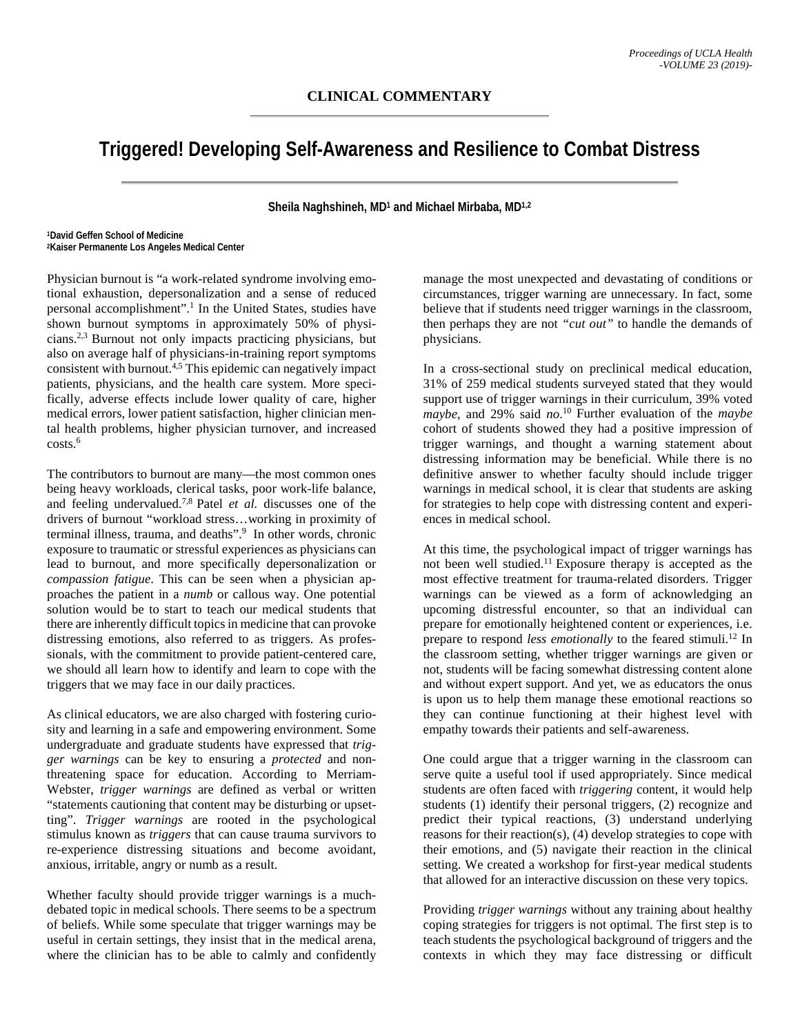**CLINICAL COMMENTARY**

# Triggered! Developing Self-Awareness and Resilience to Combat Distress

**Sheila Naghshineh, MD[1] and Michael Mirbaba, MD[1,2]**

[1]**David Geffen School of Medicine**
[2]**Kaiser Permanente Los Angeles Medical Center**

Physician burnout is "a work-related syndrome involving emotional exhaustion, depersonalization and a sense of reduced personal accomplishment".[1] In the United States, studies have shown burnout symptoms in approximately 50% of physicians.[2,3] Burnout not only impacts practicing physicians, but also on average half of physicians-in-training report symptoms consistent with burnout.[4,5] This epidemic can negatively impact patients, physicians, and the health care system. More specifically, adverse effects include lower quality of care, higher medical errors, lower patient satisfaction, higher clinician mental health problems, higher physician turnover, and increased costs.[6]

The contributors to burnout are many—the most common ones being heavy workloads, clerical tasks, poor work-life balance, and feeling undervalued.[7,8] Patel *et al.* discusses one of the drivers of burnout "workload stress…working in proximity of terminal illness, trauma, and deaths".[9] In other words, chronic exposure to traumatic or stressful experiences as physicians can lead to burnout, and more specifically depersonalization or *compassion fatigue*. This can be seen when a physician approaches the patient in a *numb* or callous way. One potential solution would be to start to teach our medical students that there are inherently difficult topics in medicine that can provoke distressing emotions, also referred to as triggers. As professionals, with the commitment to provide patient-centered care, we should all learn how to identify and learn to cope with the triggers that we may face in our daily practices.

As clinical educators, we are also charged with fostering curiosity and learning in a safe and empowering environment. Some undergraduate and graduate students have expressed that *trigger warnings* can be key to ensuring a *protected* and non-threatening space for education. According to Merriam-Webster, *trigger warnings* are defined as verbal or written "statements cautioning that content may be disturbing or upsetting". *Trigger warnings* are rooted in the psychological stimulus known as *triggers* that can cause trauma survivors to re-experience distressing situations and become avoidant, anxious, irritable, angry or numb as a result.

Whether faculty should provide trigger warnings is a much-debated topic in medical schools. There seems to be a spectrum of beliefs. While some speculate that trigger warnings may be useful in certain settings, they insist that in the medical arena, where the clinician has to be able to calmly and confidently manage the most unexpected and devastating of conditions or circumstances, trigger warning are unnecessary. In fact, some believe that if students need trigger warnings in the classroom, then perhaps they are not *"cut out"* to handle the demands of physicians.

In a cross-sectional study on preclinical medical education, 31% of 259 medical students surveyed stated that they would support use of trigger warnings in their curriculum, 39% voted *maybe*, and 29% said *no*.[10] Further evaluation of the *maybe* cohort of students showed they had a positive impression of trigger warnings, and thought a warning statement about distressing information may be beneficial. While there is no definitive answer to whether faculty should include trigger warnings in medical school, it is clear that students are asking for strategies to help cope with distressing content and experiences in medical school.

At this time, the psychological impact of trigger warnings has not been well studied.[11] Exposure therapy is accepted as the most effective treatment for trauma-related disorders. Trigger warnings can be viewed as a form of acknowledging an upcoming distressful encounter, so that an individual can prepare for emotionally heightened content or experiences, i.e. prepare to respond *less emotionally* to the feared stimuli.[12] In the classroom setting, whether trigger warnings are given or not, students will be facing somewhat distressing content alone and without expert support. And yet, we as educators the onus is upon us to help them manage these emotional reactions so they can continue functioning at their highest level with empathy towards their patients and self-awareness.

One could argue that a trigger warning in the classroom can serve quite a useful tool if used appropriately. Since medical students are often faced with *triggering* content, it would help students (1) identify their personal triggers, (2) recognize and predict their typical reactions, (3) understand underlying reasons for their reaction(s), (4) develop strategies to cope with their emotions, and (5) navigate their reaction in the clinical setting. We created a workshop for first-year medical students that allowed for an interactive discussion on these very topics.

Providing *trigger warnings* without any training about healthy coping strategies for triggers is not optimal. The first step is to teach students the psychological background of triggers and the contexts in which they may face distressing or difficult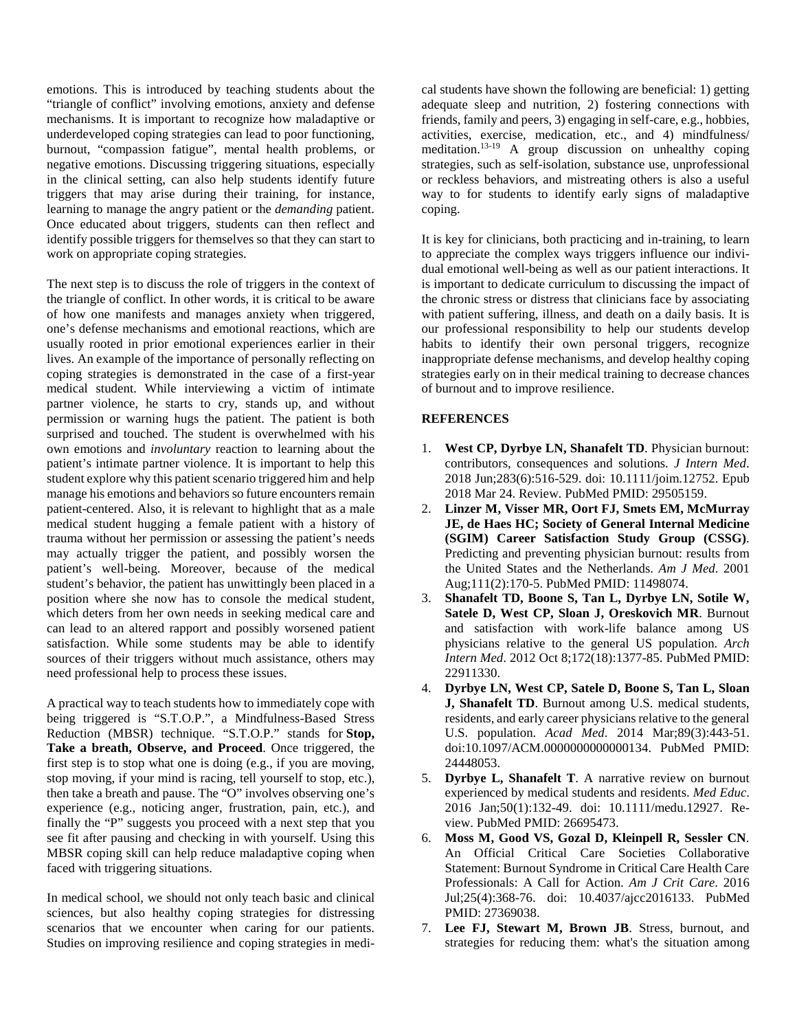emotions. This is introduced by teaching students about the "triangle of conflict" involving emotions, anxiety and defense mechanisms. It is important to recognize how maladaptive or underdeveloped coping strategies can lead to poor functioning, burnout, "compassion fatigue", mental health problems, or negative emotions. Discussing triggering situations, especially in the clinical setting, can also help students identify future triggers that may arise during their training, for instance, learning to manage the angry patient or the *demanding* patient. Once educated about triggers, students can then reflect and identify possible triggers for themselves so that they can start to work on appropriate coping strategies.

The next step is to discuss the role of triggers in the context of the triangle of conflict. In other words, it is critical to be aware of how one manifests and manages anxiety when triggered, one's defense mechanisms and emotional reactions, which are usually rooted in prior emotional experiences earlier in their lives. An example of the importance of personally reflecting on coping strategies is demonstrated in the case of a first-year medical student. While interviewing a victim of intimate partner violence, he starts to cry, stands up, and without permission or warning hugs the patient. The patient is both surprised and touched. The student is overwhelmed with his own emotions and *involuntary* reaction to learning about the patient's intimate partner violence. It is important to help this student explore why this patient scenario triggered him and help manage his emotions and behaviors so future encounters remain patient-centered. Also, it is relevant to highlight that as a male medical student hugging a female patient with a history of trauma without her permission or assessing the patient's needs may actually trigger the patient, and possibly worsen the patient's well-being. Moreover, because of the medical student's behavior, the patient has unwittingly been placed in a position where she now has to console the medical student, which deters from her own needs in seeking medical care and can lead to an altered rapport and possibly worsened patient satisfaction. While some students may be able to identify sources of their triggers without much assistance, others may need professional help to process these issues.

A practical way to teach students how to immediately cope with being triggered is "S.T.O.P.", a Mindfulness-Based Stress Reduction (MBSR) technique. "S.T.O.P." stands for **Stop, Take a breath, Observe, and Proceed**. Once triggered, the first step is to stop what one is doing (e.g., if you are moving, stop moving, if your mind is racing, tell yourself to stop, etc.), then take a breath and pause. The "O" involves observing one's experience (e.g., noticing anger, frustration, pain, etc.), and finally the "P" suggests you proceed with a next step that you see fit after pausing and checking in with yourself. Using this MBSR coping skill can help reduce maladaptive coping when faced with triggering situations.

In medical school, we should not only teach basic and clinical sciences, but also healthy coping strategies for distressing scenarios that we encounter when caring for our patients. Studies on improving resilience and coping strategies in medical students have shown the following are beneficial: 1) getting adequate sleep and nutrition, 2) fostering connections with friends, family and peers, 3) engaging in self-care, e.g., hobbies, activities, exercise, medication, etc., and 4) mindfulness/meditation.[13-19] A group discussion on unhealthy coping strategies, such as self-isolation, substance use, unprofessional or reckless behaviors, and mistreating others is also a useful way to for students to identify early signs of maladaptive coping.

It is key for clinicians, both practicing and in-training, to learn to appreciate the complex ways triggers influence our individual emotional well-being as well as our patient interactions. It is important to dedicate curriculum to discussing the impact of the chronic stress or distress that clinicians face by associating with patient suffering, illness, and death on a daily basis. It is our professional responsibility to help our students develop habits to identify their own personal triggers, recognize inappropriate defense mechanisms, and develop healthy coping strategies early on in their medical training to decrease chances of burnout and to improve resilience.

## REFERENCES

1. **West CP, Dyrbye LN, Shanafelt TD**. Physician burnout: contributors, consequences and solutions. *J Intern Med*. 2018 Jun;283(6):516-529. doi: 10.1111/joim.12752. Epub 2018 Mar 24. Review. PubMed PMID: 29505159.
2. **Linzer M, Visser MR, Oort FJ, Smets EM, McMurray JE, de Haes HC; Society of General Internal Medicine (SGIM) Career Satisfaction Study Group (CSSG)**. Predicting and preventing physician burnout: results from the United States and the Netherlands. *Am J Med*. 2001 Aug;111(2):170-5. PubMed PMID: 11498074.
3. **Shanafelt TD, Boone S, Tan L, Dyrbye LN, Sotile W, Satele D, West CP, Sloan J, Oreskovich MR**. Burnout and satisfaction with work-life balance among US physicians relative to the general US population. *Arch Intern Med*. 2012 Oct 8;172(18):1377-85. PubMed PMID: 22911330.
4. **Dyrbye LN, West CP, Satele D, Boone S, Tan L, Sloan J, Shanafelt TD**. Burnout among U.S. medical students, residents, and early career physicians relative to the general U.S. population. *Acad Med*. 2014 Mar;89(3):443-51. doi:10.1097/ACM.0000000000000134. PubMed PMID: 24448053.
5. **Dyrbye L, Shanafelt T**. A narrative review on burnout experienced by medical students and residents. *Med Educ*. 2016 Jan;50(1):132-49. doi: 10.1111/medu.12927. Review. PubMed PMID: 26695473.
6. **Moss M, Good VS, Gozal D, Kleinpell R, Sessler CN**. An Official Critical Care Societies Collaborative Statement: Burnout Syndrome in Critical Care Health Care Professionals: A Call for Action. *Am J Crit Care*. 2016 Jul;25(4):368-76. doi: 10.4037/ajcc2016133. PubMed PMID: 27369038.
7. **Lee FJ, Stewart M, Brown JB**. Stress, burnout, and strategies for reducing them: what's the situation among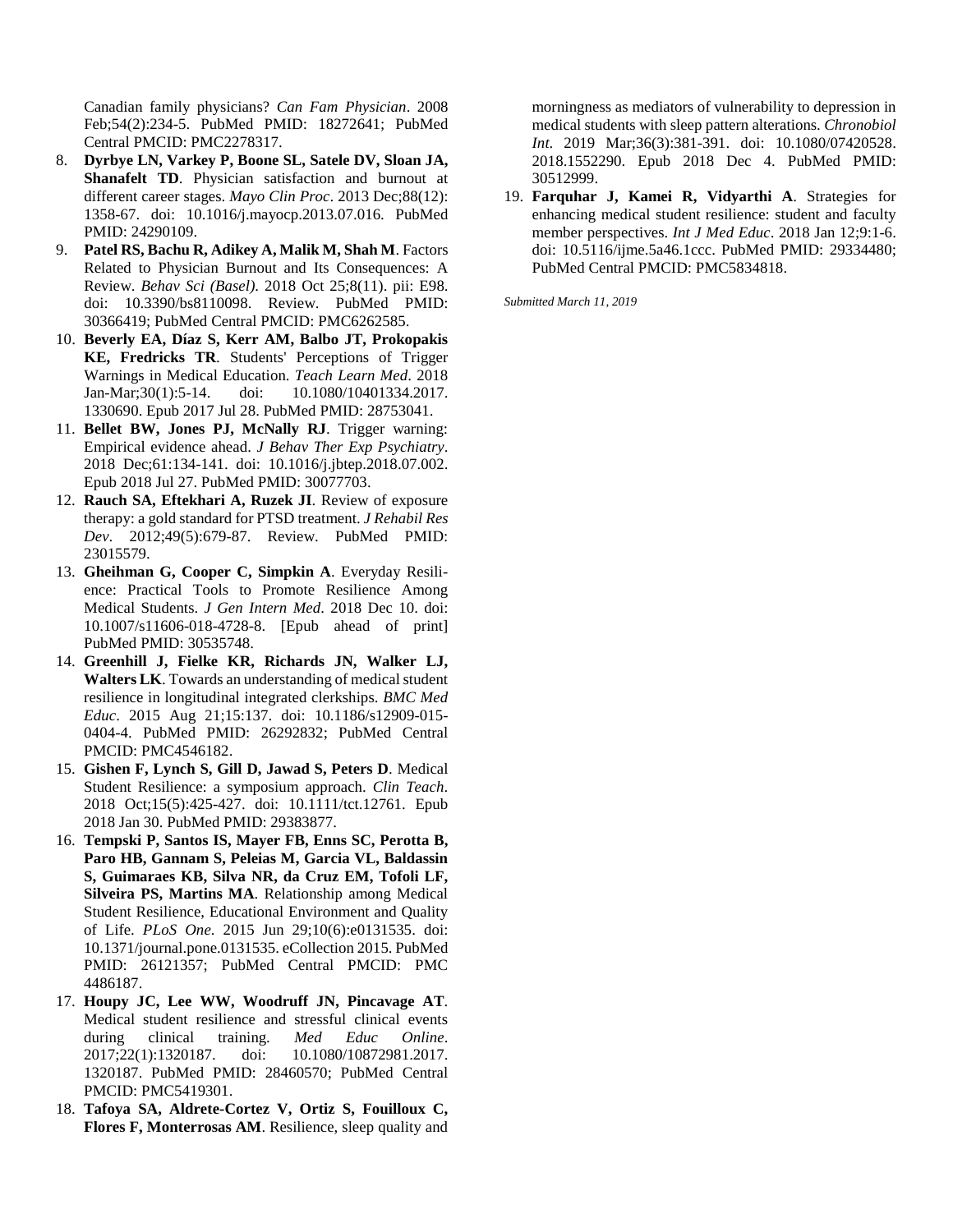Canadian family physicians? *Can Fam Physician*. 2008 Feb;54(2):234-5. PubMed PMID: 18272641; PubMed Central PMCID: PMC2278317.

8. **Dyrbye LN, Varkey P, Boone SL, Satele DV, Sloan JA, Shanafelt TD**. Physician satisfaction and burnout at different career stages. *Mayo Clin Proc*. 2013 Dec;88(12): 1358-67. doi: 10.1016/j.mayocp.2013.07.016. PubMed PMID: 24290109.
9. **Patel RS, Bachu R, Adikey A, Malik M, Shah M**. Factors Related to Physician Burnout and Its Consequences: A Review. *Behav Sci (Basel)*. 2018 Oct 25;8(11). pii: E98. doi: 10.3390/bs8110098. Review. PubMed PMID: 30366419; PubMed Central PMCID: PMC6262585.
10. **Beverly EA, Díaz S, Kerr AM, Balbo JT, Prokopakis KE, Fredricks TR**. Students' Perceptions of Trigger Warnings in Medical Education. *Teach Learn Med*. 2018 Jan-Mar;30(1):5-14. doi: 10.1080/10401334.2017. 1330690. Epub 2017 Jul 28. PubMed PMID: 28753041.
11. **Bellet BW, Jones PJ, McNally RJ**. Trigger warning: Empirical evidence ahead. *J Behav Ther Exp Psychiatry*. 2018 Dec;61:134-141. doi: 10.1016/j.jbtep.2018.07.002. Epub 2018 Jul 27. PubMed PMID: 30077703.
12. **Rauch SA, Eftekhari A, Ruzek JI**. Review of exposure therapy: a gold standard for PTSD treatment. *J Rehabil Res Dev*. 2012;49(5):679-87. Review. PubMed PMID: 23015579.
13. **Gheihman G, Cooper C, Simpkin A**. Everyday Resilience: Practical Tools to Promote Resilience Among Medical Students. *J Gen Intern Med*. 2018 Dec 10. doi: 10.1007/s11606-018-4728-8. [Epub ahead of print] PubMed PMID: 30535748.
14. **Greenhill J, Fielke KR, Richards JN, Walker LJ, Walters LK**. Towards an understanding of medical student resilience in longitudinal integrated clerkships. *BMC Med Educ*. 2015 Aug 21;15:137. doi: 10.1186/s12909-015-0404-4. PubMed PMID: 26292832; PubMed Central PMCID: PMC4546182.
15. **Gishen F, Lynch S, Gill D, Jawad S, Peters D**. Medical Student Resilience: a symposium approach. *Clin Teach*. 2018 Oct;15(5):425-427. doi: 10.1111/tct.12761. Epub 2018 Jan 30. PubMed PMID: 29383877.
16. **Tempski P, Santos IS, Mayer FB, Enns SC, Perotta B, Paro HB, Gannam S, Peleias M, Garcia VL, Baldassin S, Guimaraes KB, Silva NR, da Cruz EM, Tofoli LF, Silveira PS, Martins MA**. Relationship among Medical Student Resilience, Educational Environment and Quality of Life. *PLoS One*. 2015 Jun 29;10(6):e0131535. doi: 10.1371/journal.pone.0131535. eCollection 2015. PubMed PMID: 26121357; PubMed Central PMCID: PMC 4486187.
17. **Houpy JC, Lee WW, Woodruff JN, Pincavage AT**. Medical student resilience and stressful clinical events during clinical training. *Med Educ Online*. 2017;22(1):1320187. doi: 10.1080/10872981.2017. 1320187. PubMed PMID: 28460570; PubMed Central PMCID: PMC5419301.
18. **Tafoya SA, Aldrete-Cortez V, Ortiz S, Fouilloux C, Flores F, Monterrosas AM**. Resilience, sleep quality and morningness as mediators of vulnerability to depression in medical students with sleep pattern alterations. *Chronobiol Int*. 2019 Mar;36(3):381-391. doi: 10.1080/07420528. 2018.1552290. Epub 2018 Dec 4. PubMed PMID: 30512999.
19. **Farquhar J, Kamei R, Vidyarthi A**. Strategies for enhancing medical student resilience: student and faculty member perspectives. *Int J Med Educ*. 2018 Jan 12;9:1-6. doi: 10.5116/ijme.5a46.1ccc. PubMed PMID: 29334480; PubMed Central PMCID: PMC5834818.

*Submitted March 11, 2019*